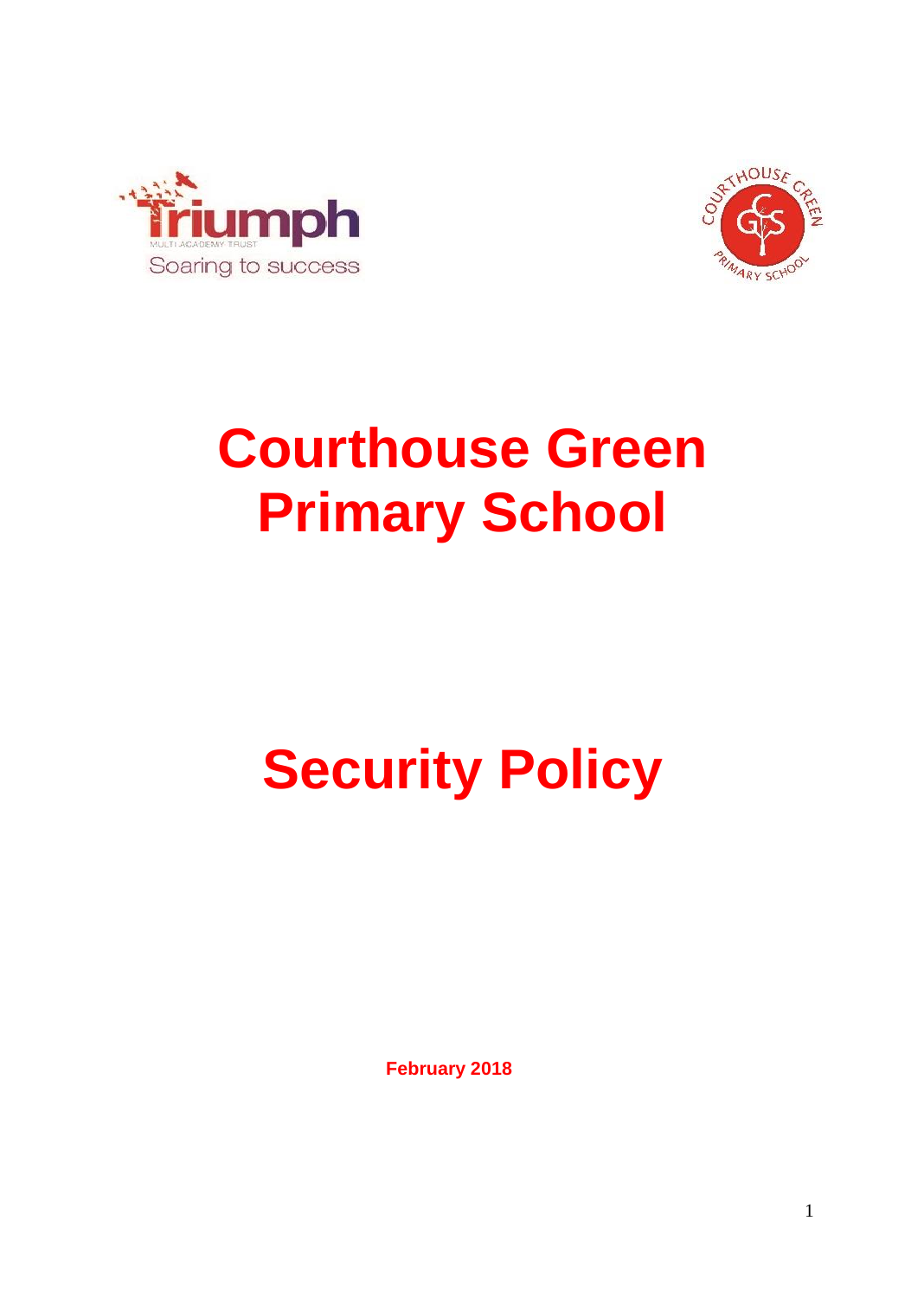# Courthouse Green Primary School

# Security Policy

**February 2018**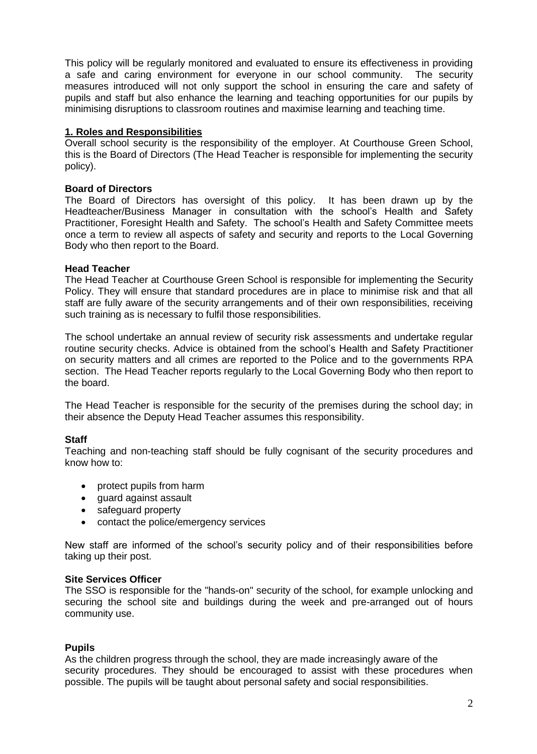This policy will be regularly monitored and evaluated to ensure its effectiveness in providing a safe and caring environment for everyone in our school community. The security measures introduced will not only support the school in ensuring the care and safety of pupils and staff but also enhance the learning and teaching opportunities for our pupils by minimising disruptions to classroom routines and maximise learning and teaching time.

## 1. Roles and Responsibilities

Overall school security is the responsibility of the employer. At Courthouse Green School, this is the Board of Directors (The Head Teacher is responsible for implementing the security policy).

### Board of Directors

The Board of Directors has oversight of this policy. It has been drawn up by the Headteacher/Business Manager in consultation with the school's Health and Safety Practitioner, Foresight Health and Safety. The school's Health and Safety Committee meets once a term to review all aspects of safety and security and reports to the Local Governing Body who then report to the Board.

### Head Teacher

The Head Teacher at Courthouse Green School is responsible for implementing the Security Policy. They will ensure that standard procedures are in place to minimise risk and that all staff are fully aware of the security arrangements and of their own responsibilities, receiving such training as is necessary to fulfil those responsibilities.

The school undertake an annual review of security risk assessments and undertake regular routine security checks. Advice is obtained from the school's Health and Safety Practitioner on security matters and all crimes are reported to the Police and to the governments RPA section. The Head Teacher reports regularly to the Local Governing Body who then report to the board.

The Head Teacher is responsible for the security of the premises during the school day; in their absence the Deputy Head Teacher assumes this responsibility.

### Staff

Teaching and non-teaching staff should be fully cognisant of the security procedures and know how to:

- protect pupils from harm
- guard against assault
- safeguard property
- contact the police/emergency services

New staff are informed of the school's security policy and of their responsibilities before taking up their post.

### Site Services Officer

The SSO is responsible for the "hands-on" security of the school, for example unlocking and securing the school site and buildings during the week and pre-arranged out of hours community use.

### Pupils

As the children progress through the school, they are made increasingly aware of the security procedures. They should be encouraged to assist with these procedures when possible. The pupils will be taught about personal safety and social responsibilities.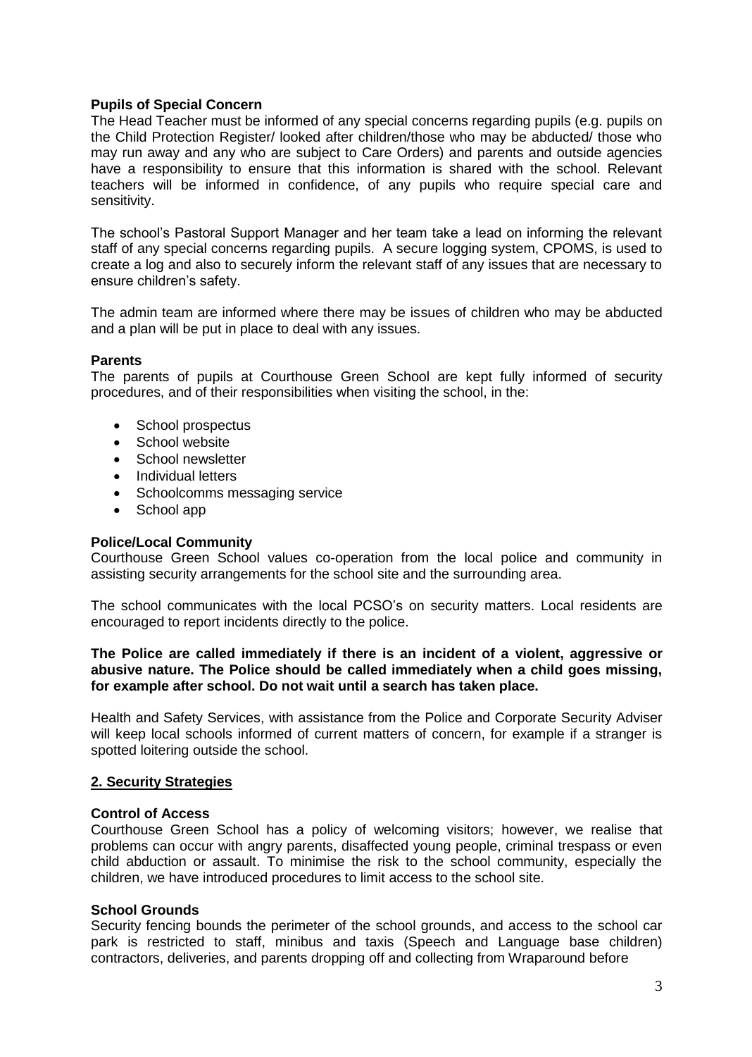**Pupils of Special Concern**

The Head Teacher must be informed of any special concerns regarding pupils (e.g. pupils on the Child Protection Register/ looked after children/those who may be abducted/ those who may run away and any who are subject to Care Orders) and parents and outside agencies have a responsibility to ensure that this information is shared with the school. Relevant teachers will be informed in confidence, of any pupils who require special care and sensitivity.

The school's Pastoral Support Manager and her team take a lead on informing the relevant staff of any special concerns regarding pupils. A secure logging system, CPOMS, is used to create a log and also to securely inform the relevant staff of any issues that are necessary to ensure children's safety.

The admin team are informed where there may be issues of children who may be abducted and a plan will be put in place to deal with any issues.

**Parents**

The parents of pupils at Courthouse Green School are kept fully informed of security procedures, and of their responsibilities when visiting the school, in the:

- School prospectus
- School website
- School newsletter
- Individual letters
- Schoolcomms messaging service
- School app

**Police/Local Community**

Courthouse Green School values co-operation from the local police and community in assisting security arrangements for the school site and the surrounding area.

The school communicates with the local PCSO's on security matters. Local residents are encouraged to report incidents directly to the police.

**The Police are called immediately if there is an incident of a violent, aggressive or abusive nature. The Police should be called immediately when a child goes missing, for example after school. Do not wait until a search has taken place.**

Health and Safety Services, with assistance from the Police and Corporate Security Adviser will keep local schools informed of current matters of concern, for example if a stranger is spotted loitering outside the school.

## **2. Security Strategies**

**Control of Access**

Courthouse Green School has a policy of welcoming visitors; however, we realise that problems can occur with angry parents, disaffected young people, criminal trespass or even child abduction or assault. To minimise the risk to the school community, especially the children, we have introduced procedures to limit access to the school site.

**School Grounds**

Security fencing bounds the perimeter of the school grounds, and access to the school car park is restricted to staff, minibus and taxis (Speech and Language base children) contractors, deliveries, and parents dropping off and collecting from Wraparound before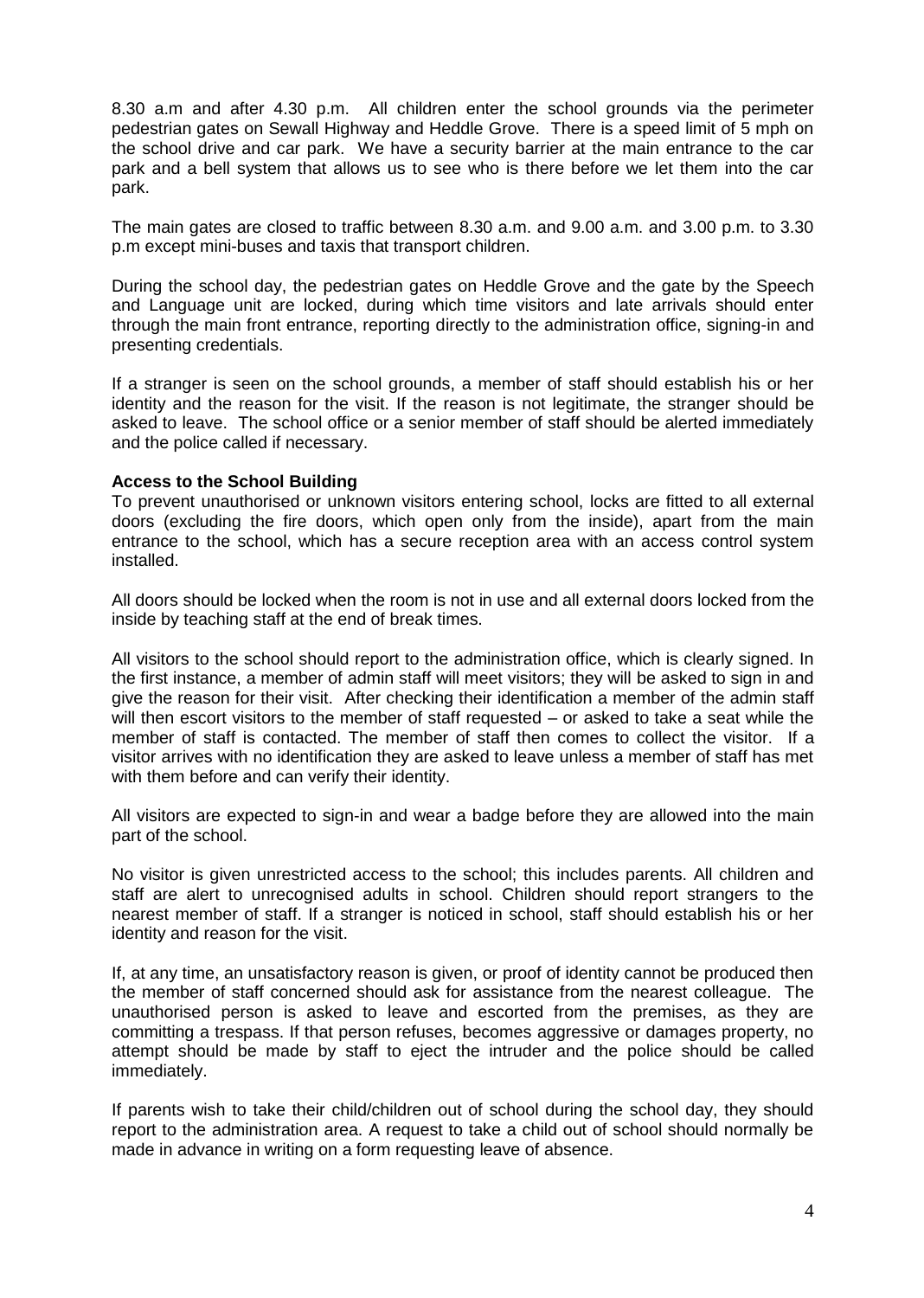8.30 a.m and after 4.30 p.m. All children enter the school grounds via the perimeter pedestrian gates on Sewall Highway and Heddle Grove. There is a speed limit of 5 mph on the school drive and car park. We have a security barrier at the main entrance to the car park and a bell system that allows us to see who is there before we let them into the car park.

The main gates are closed to traffic between 8.30 a.m. and 9.00 a.m. and 3.00 p.m. to 3.30 p.m except mini-buses and taxis that transport children.

During the school day, the pedestrian gates on Heddle Grove and the gate by the Speech and Language unit are locked, during which time visitors and late arrivals should enter through the main front entrance, reporting directly to the administration office, signing-in and presenting credentials.

If a stranger is seen on the school grounds, a member of staff should establish his or her identity and the reason for the visit. If the reason is not legitimate, the stranger should be asked to leave. The school office or a senior member of staff should be alerted immediately and the police called if necessary.

**Access to the School Building**

To prevent unauthorised or unknown visitors entering school, locks are fitted to all external doors (excluding the fire doors, which open only from the inside), apart from the main entrance to the school, which has a secure reception area with an access control system installed.

All doors should be locked when the room is not in use and all external doors locked from the inside by teaching staff at the end of break times.

All visitors to the school should report to the administration office, which is clearly signed. In the first instance, a member of admin staff will meet visitors; they will be asked to sign in and give the reason for their visit. After checking their identification a member of the admin staff will then escort visitors to the member of staff requested – or asked to take a seat while the member of staff is contacted. The member of staff then comes to collect the visitor. If a visitor arrives with no identification they are asked to leave unless a member of staff has met with them before and can verify their identity.

All visitors are expected to sign-in and wear a badge before they are allowed into the main part of the school.

No visitor is given unrestricted access to the school; this includes parents. All children and staff are alert to unrecognised adults in school. Children should report strangers to the nearest member of staff. If a stranger is noticed in school, staff should establish his or her identity and reason for the visit.

If, at any time, an unsatisfactory reason is given, or proof of identity cannot be produced then the member of staff concerned should ask for assistance from the nearest colleague. The unauthorised person is asked to leave and escorted from the premises, as they are committing a trespass. If that person refuses, becomes aggressive or damages property, no attempt should be made by staff to eject the intruder and the police should be called immediately.

If parents wish to take their child/children out of school during the school day, they should report to the administration area. A request to take a child out of school should normally be made in advance in writing on a form requesting leave of absence.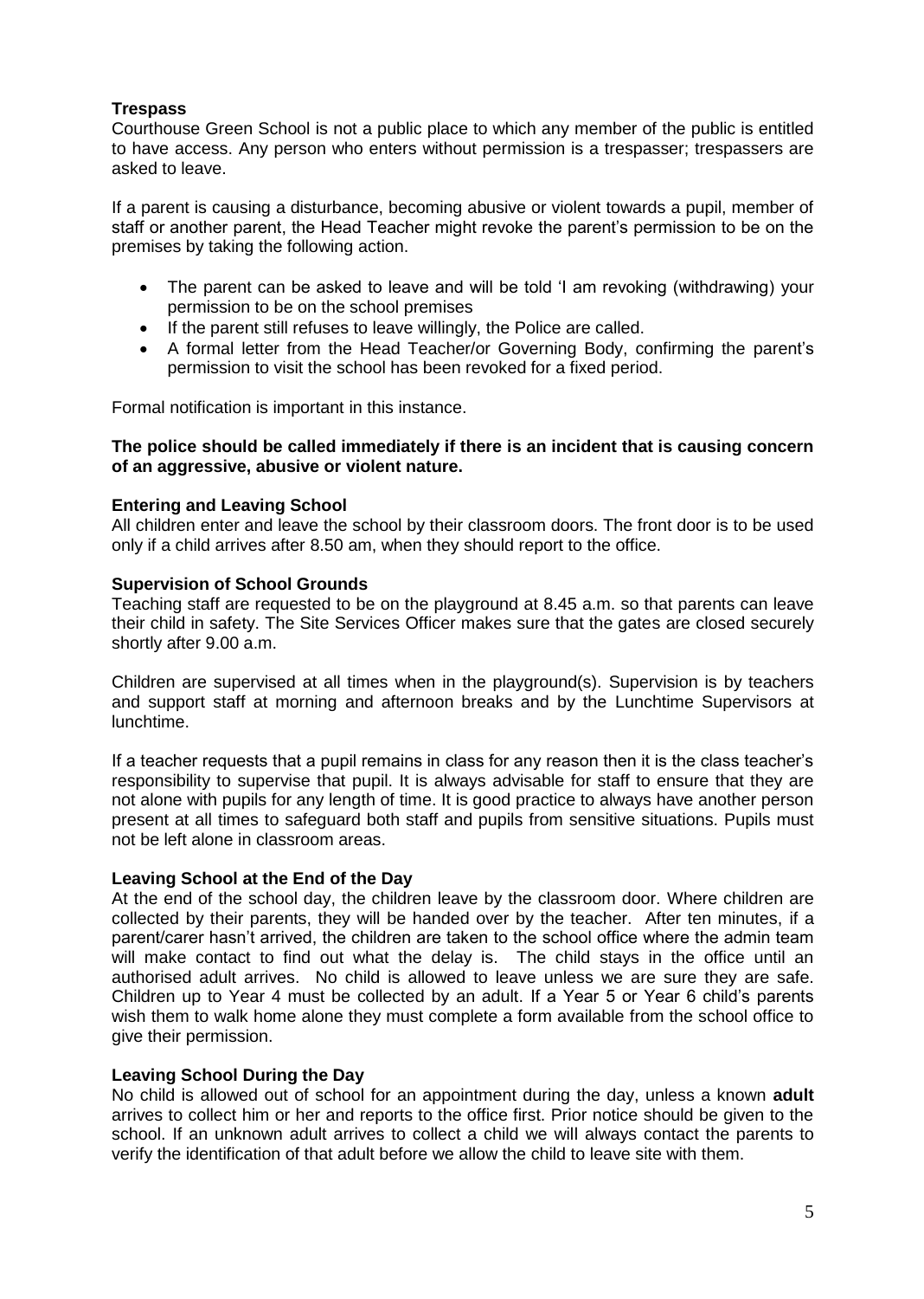**Trespass**

Courthouse Green School is not a public place to which any member of the public is entitled to have access. Any person who enters without permission is a trespasser; trespassers are asked to leave.

If a parent is causing a disturbance, becoming abusive or violent towards a pupil, member of staff or another parent, the Head Teacher might revoke the parent's permission to be on the premises by taking the following action.

- The parent can be asked to leave and will be told 'I am revoking (withdrawing) your permission to be on the school premises
- If the parent still refuses to leave willingly, the Police are called.
- A formal letter from the Head Teacher/or Governing Body, confirming the parent's permission to visit the school has been revoked for a fixed period.

Formal notification is important in this instance.

**The police should be called immediately if there is an incident that is causing concern of an aggressive, abusive or violent nature.**

**Entering and Leaving School**

All children enter and leave the school by their classroom doors. The front door is to be used only if a child arrives after 8.50 am, when they should report to the office.

**Supervision of School Grounds**

Teaching staff are requested to be on the playground at 8.45 a.m. so that parents can leave their child in safety. The Site Services Officer makes sure that the gates are closed securely shortly after 9.00 a.m.

Children are supervised at all times when in the playground(s). Supervision is by teachers and support staff at morning and afternoon breaks and by the Lunchtime Supervisors at lunchtime.

If a teacher requests that a pupil remains in class for any reason then it is the class teacher's responsibility to supervise that pupil. It is always advisable for staff to ensure that they are not alone with pupils for any length of time. It is good practice to always have another person present at all times to safeguard both staff and pupils from sensitive situations. Pupils must not be left alone in classroom areas.

**Leaving School at the End of the Day**

At the end of the school day, the children leave by the classroom door. Where children are collected by their parents, they will be handed over by the teacher. After ten minutes, if a parent/carer hasn't arrived, the children are taken to the school office where the admin team will make contact to find out what the delay is. The child stays in the office until an authorised adult arrives. No child is allowed to leave unless we are sure they are safe. Children up to Year 4 must be collected by an adult. If a Year 5 or Year 6 child's parents wish them to walk home alone they must complete a form available from the school office to give their permission.

**Leaving School During the Day**

No child is allowed out of school for an appointment during the day, unless a known **adult** arrives to collect him or her and reports to the office first. Prior notice should be given to the school. If an unknown adult arrives to collect a child we will always contact the parents to verify the identification of that adult before we allow the child to leave site with them.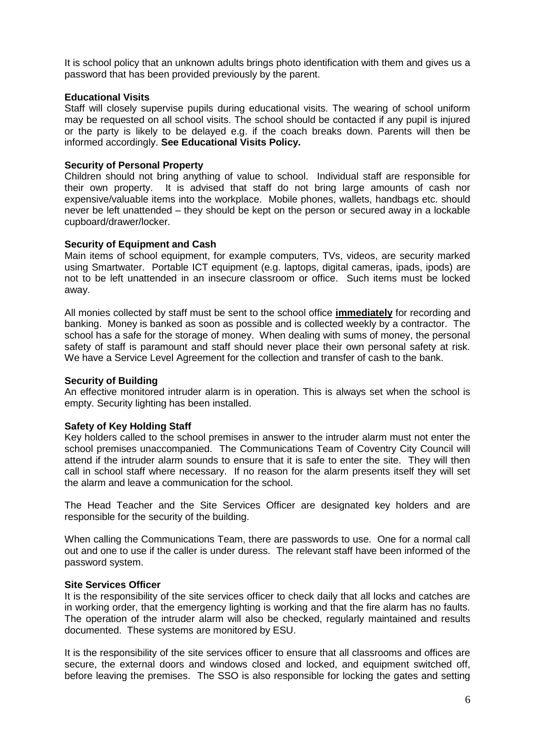It is school policy that an unknown adults brings photo identification with them and gives us a password that has been provided previously by the parent.

**Educational Visits**

Staff will closely supervise pupils during educational visits. The wearing of school uniform may be requested on all school visits. The school should be contacted if any pupil is injured or the party is likely to be delayed e.g. if the coach breaks down. Parents will then be informed accordingly. **See Educational Visits Policy.**

**Security of Personal Property**

Children should not bring anything of value to school. Individual staff are responsible for their own property. It is advised that staff do not bring large amounts of cash nor expensive/valuable items into the workplace. Mobile phones, wallets, handbags etc. should never be left unattended – they should be kept on the person or secured away in a lockable cupboard/drawer/locker.

**Security of Equipment and Cash**

Main items of school equipment, for example computers, TVs, videos, are security marked using Smartwater. Portable ICT equipment (e.g. laptops, digital cameras, ipads, ipods) are not to be left unattended in an insecure classroom or office. Such items must be locked away.

All monies collected by staff must be sent to the school office **immediately** for recording and banking. Money is banked as soon as possible and is collected weekly by a contractor. The school has a safe for the storage of money. When dealing with sums of money, the personal safety of staff is paramount and staff should never place their own personal safety at risk. We have a Service Level Agreement for the collection and transfer of cash to the bank.

**Security of Building**

An effective monitored intruder alarm is in operation. This is always set when the school is empty. Security lighting has been installed.

**Safety of Key Holding Staff**

Key holders called to the school premises in answer to the intruder alarm must not enter the school premises unaccompanied. The Communications Team of Coventry City Council will attend if the intruder alarm sounds to ensure that it is safe to enter the site. They will then call in school staff where necessary. If no reason for the alarm presents itself they will set the alarm and leave a communication for the school.

The Head Teacher and the Site Services Officer are designated key holders and are responsible for the security of the building.

When calling the Communications Team, there are passwords to use. One for a normal call out and one to use if the caller is under duress. The relevant staff have been informed of the password system.

**Site Services Officer**

It is the responsibility of the site services officer to check daily that all locks and catches are in working order, that the emergency lighting is working and that the fire alarm has no faults. The operation of the intruder alarm will also be checked, regularly maintained and results documented. These systems are monitored by ESU.

It is the responsibility of the site services officer to ensure that all classrooms and offices are secure, the external doors and windows closed and locked, and equipment switched off, before leaving the premises. The SSO is also responsible for locking the gates and setting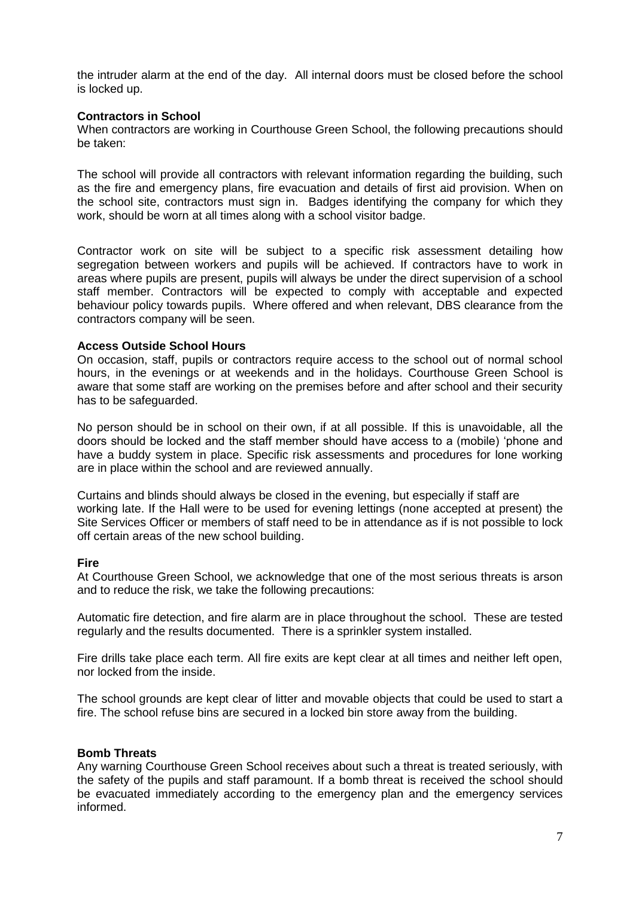the intruder alarm at the end of the day. All internal doors must be closed before the school is locked up.

**Contractors in School**

When contractors are working in Courthouse Green School, the following precautions should be taken:

The school will provide all contractors with relevant information regarding the building, such as the fire and emergency plans, fire evacuation and details of first aid provision. When on the school site, contractors must sign in. Badges identifying the company for which they work, should be worn at all times along with a school visitor badge.

Contractor work on site will be subject to a specific risk assessment detailing how segregation between workers and pupils will be achieved. If contractors have to work in areas where pupils are present, pupils will always be under the direct supervision of a school staff member. Contractors will be expected to comply with acceptable and expected behaviour policy towards pupils. Where offered and when relevant, DBS clearance from the contractors company will be seen.

**Access Outside School Hours**

On occasion, staff, pupils or contractors require access to the school out of normal school hours, in the evenings or at weekends and in the holidays. Courthouse Green School is aware that some staff are working on the premises before and after school and their security has to be safeguarded.

No person should be in school on their own, if at all possible. If this is unavoidable, all the doors should be locked and the staff member should have access to a (mobile) 'phone and have a buddy system in place. Specific risk assessments and procedures for lone working are in place within the school and are reviewed annually.

Curtains and blinds should always be closed in the evening, but especially if staff are working late. If the Hall were to be used for evening lettings (none accepted at present) the Site Services Officer or members of staff need to be in attendance as if is not possible to lock off certain areas of the new school building.

**Fire**

At Courthouse Green School, we acknowledge that one of the most serious threats is arson and to reduce the risk, we take the following precautions:

Automatic fire detection, and fire alarm are in place throughout the school. These are tested regularly and the results documented. There is a sprinkler system installed.

Fire drills take place each term. All fire exits are kept clear at all times and neither left open, nor locked from the inside.

The school grounds are kept clear of litter and movable objects that could be used to start a fire. The school refuse bins are secured in a locked bin store away from the building.

**Bomb Threats**

Any warning Courthouse Green School receives about such a threat is treated seriously, with the safety of the pupils and staff paramount. If a bomb threat is received the school should be evacuated immediately according to the emergency plan and the emergency services informed.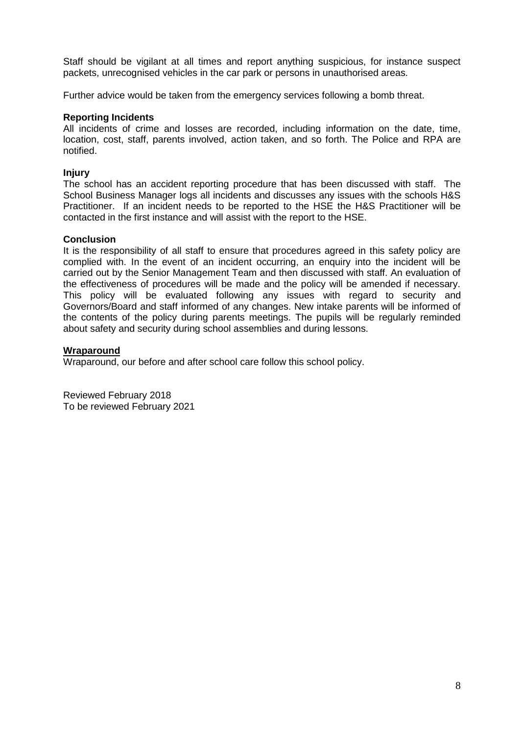Staff should be vigilant at all times and report anything suspicious, for instance suspect packets, unrecognised vehicles in the car park or persons in unauthorised areas.

Further advice would be taken from the emergency services following a bomb threat.

**Reporting Incidents**

All incidents of crime and losses are recorded, including information on the date, time, location, cost, staff, parents involved, action taken, and so forth. The Police and RPA are notified.

**Injury**

The school has an accident reporting procedure that has been discussed with staff. The School Business Manager logs all incidents and discusses any issues with the schools H&S Practitioner. If an incident needs to be reported to the HSE the H&S Practitioner will be contacted in the first instance and will assist with the report to the HSE.

**Conclusion**

It is the responsibility of all staff to ensure that procedures agreed in this safety policy are complied with. In the event of an incident occurring, an enquiry into the incident will be carried out by the Senior Management Team and then discussed with staff. An evaluation of the effectiveness of procedures will be made and the policy will be amended if necessary. This policy will be evaluated following any issues with regard to security and Governors/Board and staff informed of any changes. New intake parents will be informed of the contents of the policy during parents meetings. The pupils will be regularly reminded about safety and security during school assemblies and during lessons.

**Wraparound**

Wraparound, our before and after school care follow this school policy.

Reviewed February 2018
To be reviewed February 2021